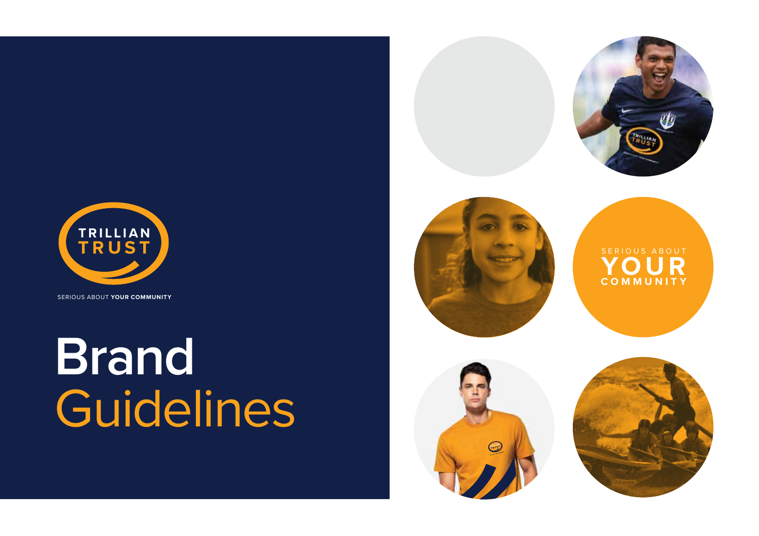TRILLIAN TRUST

SERIOUS ABOUT **YOUR COMMUNITY**

# Brand Guidelines

SERIOUS ABOUT **YOUR** COMMUNITY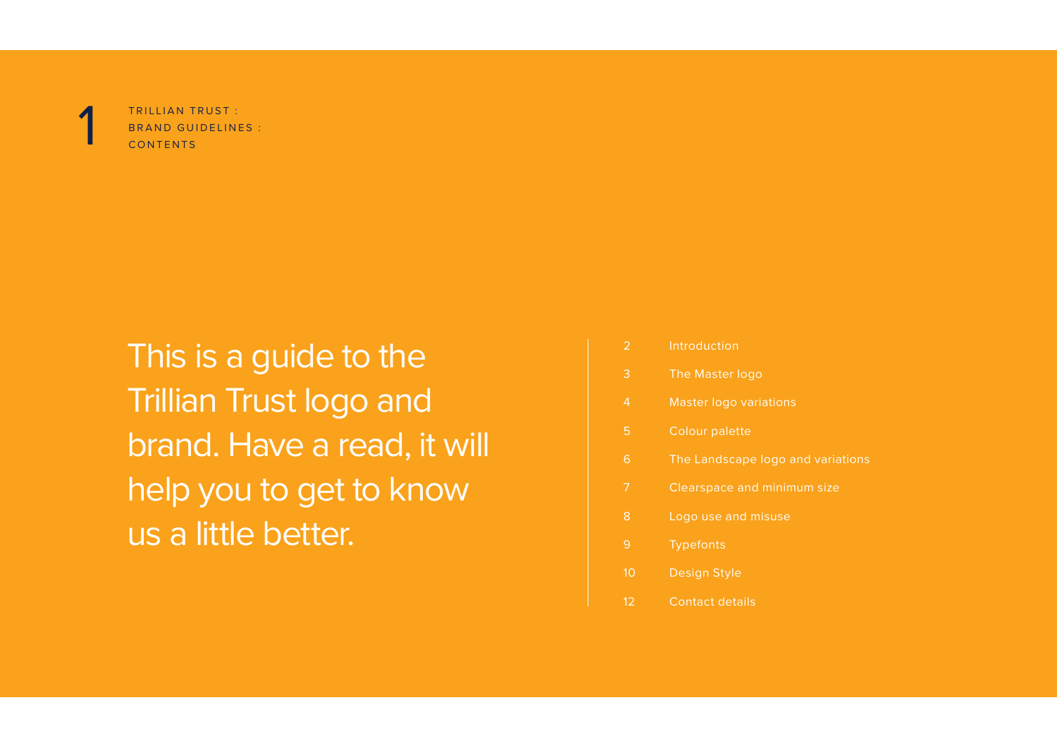TRILLIAN TRUST :
BRAND GUIDELINES :
CONTENTS

# This is a guide to the Trillian Trust logo and brand. Have a read, it will help you to get to know us a little better.

| | |
|---|---|
| 2 | Introduction |
| 3 | The Master logo |
| 4 | Master logo variations |
| 5 | Colour palette |
| 6 | The Landscape logo and variations |
| 7 | Clearspace and minimum size |
| 8 | Logo use and misuse |
| 9 | Typefonts |
| 10 | Design Style |
| 12 | Contact details |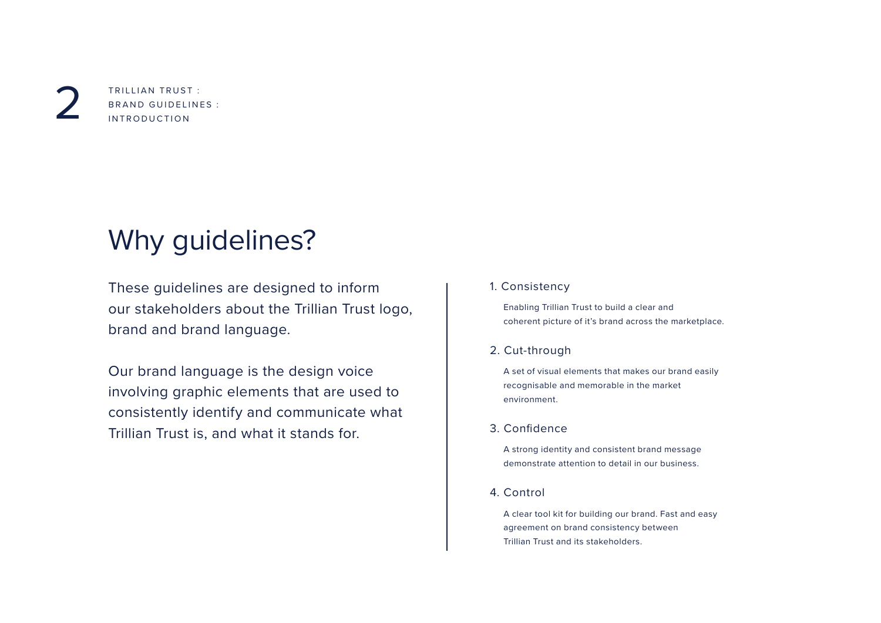TRILLIAN TRUST :
BRAND GUIDELINES :
INTRODUCTION

# Why guidelines?

These guidelines are designed to inform our stakeholders about the Trillian Trust logo, brand and brand language.

Our brand language is the design voice involving graphic elements that are used to consistently identify and communicate what Trillian Trust is, and what it stands for.

1. Consistency

   Enabling Trillian Trust to build a clear and coherent picture of it's brand across the marketplace.

2. Cut-through

   A set of visual elements that makes our brand easily recognisable and memorable in the market environment.

3. Confidence

   A strong identity and consistent brand message demonstrate attention to detail in our business.

4. Control

   A clear tool kit for building our brand. Fast and easy agreement on brand consistency between Trillian Trust and its stakeholders.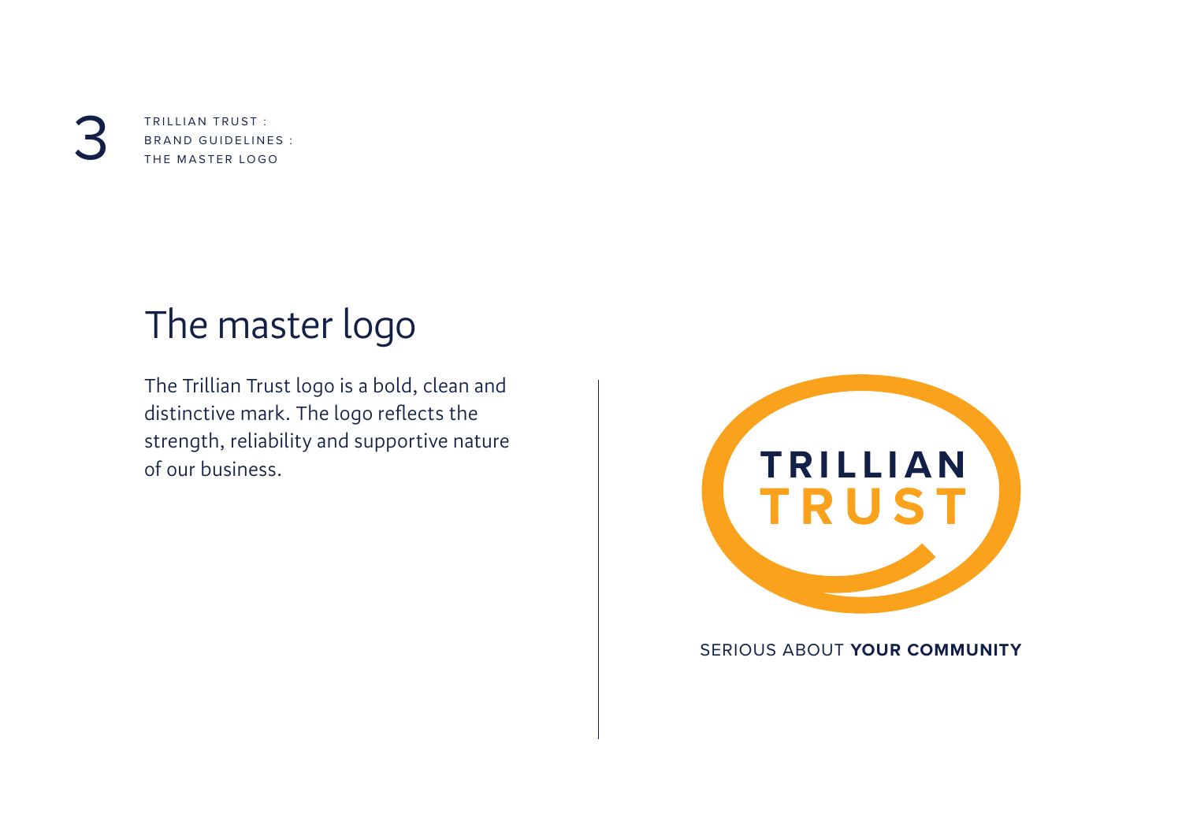# The master logo

The Trillian Trust logo is a bold, clean and distinctive mark. The logo reflects the strength, reliability and supportive nature of our business.

TRILLIAN
TRUST

SERIOUS ABOUT **YOUR COMMUNITY**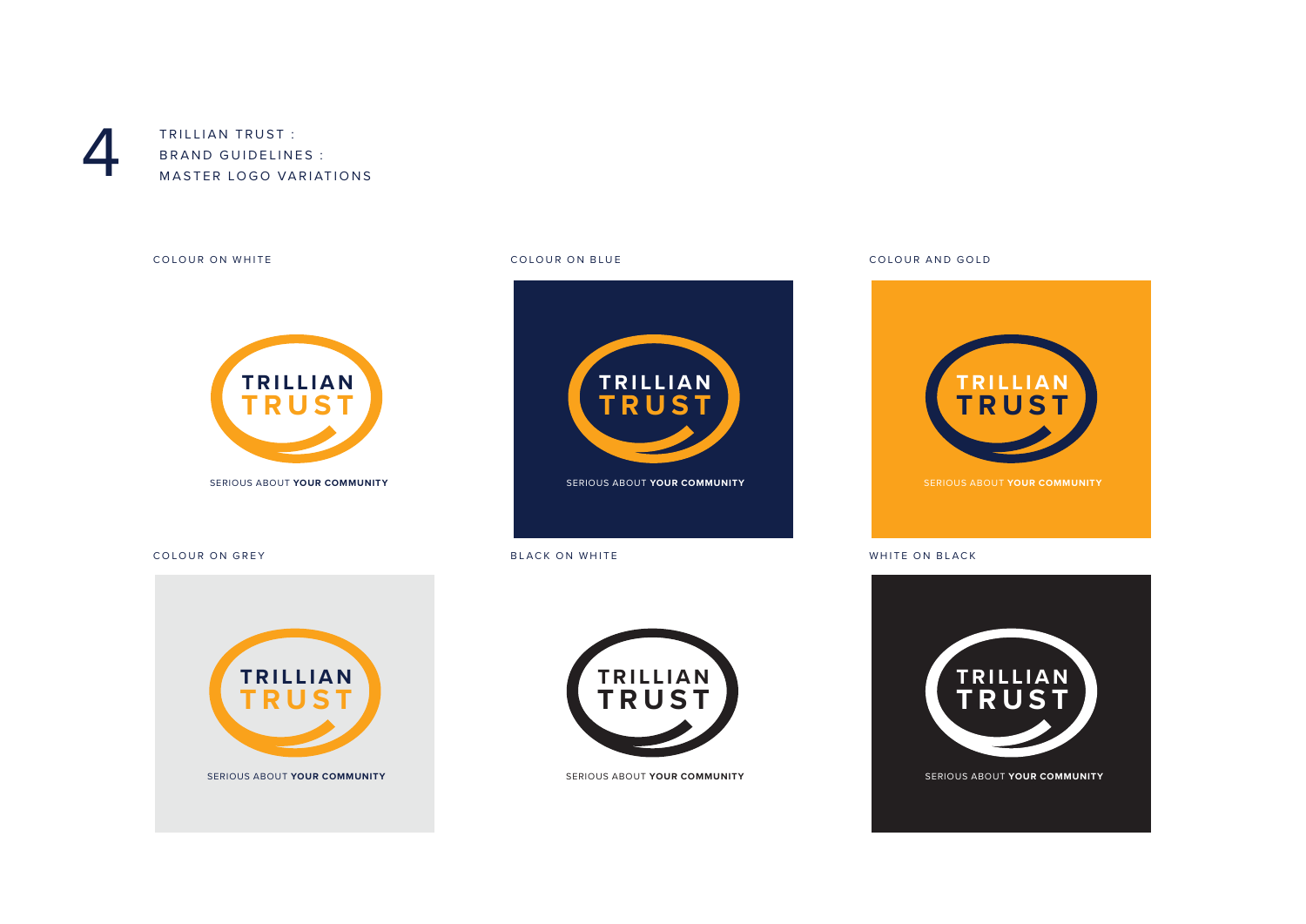4

TRILLIAN TRUST :
BRAND GUIDELINES :
MASTER LOGO VARIATIONS

COLOUR ON WHITE

TRILLIAN
TRUST

SERIOUS ABOUT **YOUR COMMUNITY**

COLOUR ON BLUE

TRILLIAN
TRUST

SERIOUS ABOUT **YOUR COMMUNITY**

COLOUR AND GOLD

TRILLIAN
TRUST

SERIOUS ABOUT **YOUR COMMUNITY**

COLOUR ON GREY

TRILLIAN
TRUST

SERIOUS ABOUT **YOUR COMMUNITY**

BLACK ON WHITE

TRILLIAN
TRUST

SERIOUS ABOUT **YOUR COMMUNITY**

WHITE ON BLACK

TRILLIAN
TRUST

SERIOUS ABOUT **YOUR COMMUNITY**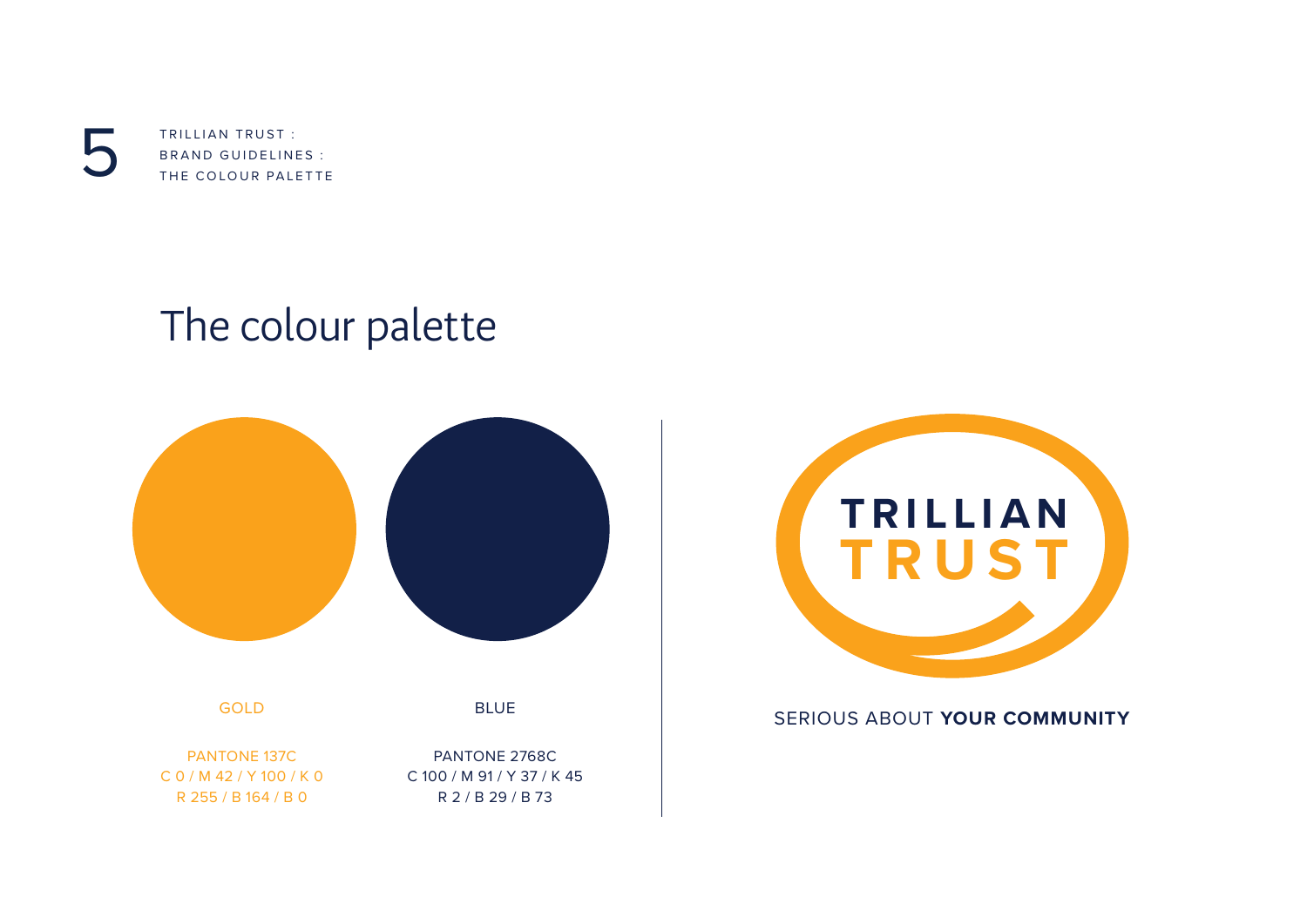5

TRILLIAN TRUST :
BRAND GUIDELINES :
THE COLOUR PALETTE

# The colour palette

| GOLD | BLUE |
| --- | --- |
| PANTONE 137C | PANTONE 2768C |
| C 0 / M 42 / Y 100 / K 0 | C 100 / M 91 / Y 37 / K 45 |
| R 255 / B 164 / B 0 | R 2 / B 29 / B 73 |

TRILLIAN
TRUST

SERIOUS ABOUT **YOUR COMMUNITY**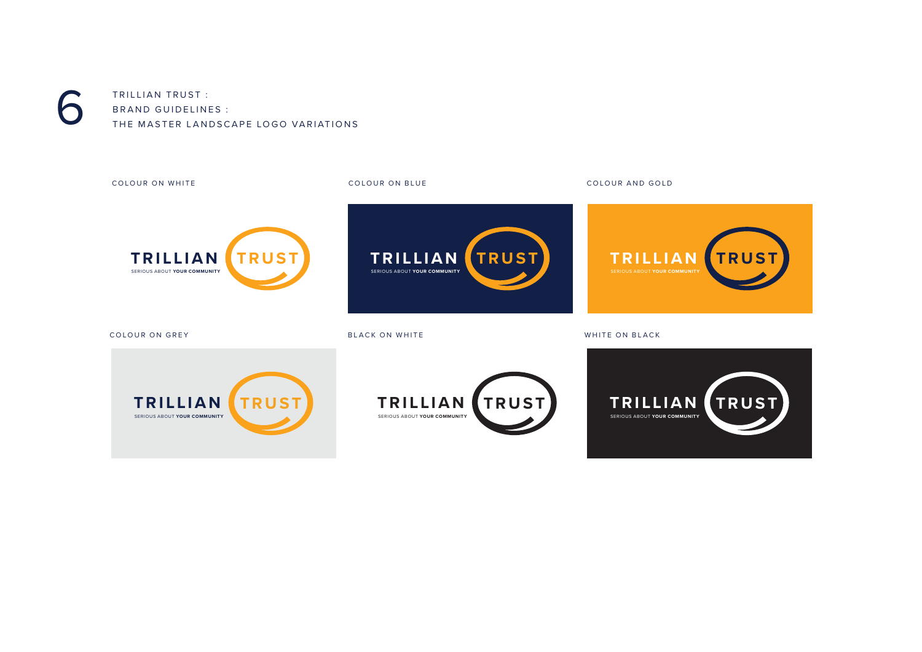# 6

TRILLIAN TRUST :
BRAND GUIDELINES :
THE MASTER LANDSCAPE LOGO VARIATIONS

COLOUR ON WHITE

TRILLIAN TRUST
SERIOUS ABOUT **YOUR COMMUNITY**

COLOUR ON BLUE

TRILLIAN TRUST
SERIOUS ABOUT **YOUR COMMUNITY**

COLOUR AND GOLD

TRILLIAN TRUST
SERIOUS ABOUT **YOUR COMMUNITY**

COLOUR ON GREY

TRILLIAN TRUST
SERIOUS ABOUT **YOUR COMMUNITY**

BLACK ON WHITE

TRILLIAN TRUST
SERIOUS ABOUT **YOUR COMMUNITY**

WHITE ON BLACK

TRILLIAN TRUST
SERIOUS ABOUT **YOUR COMMUNITY**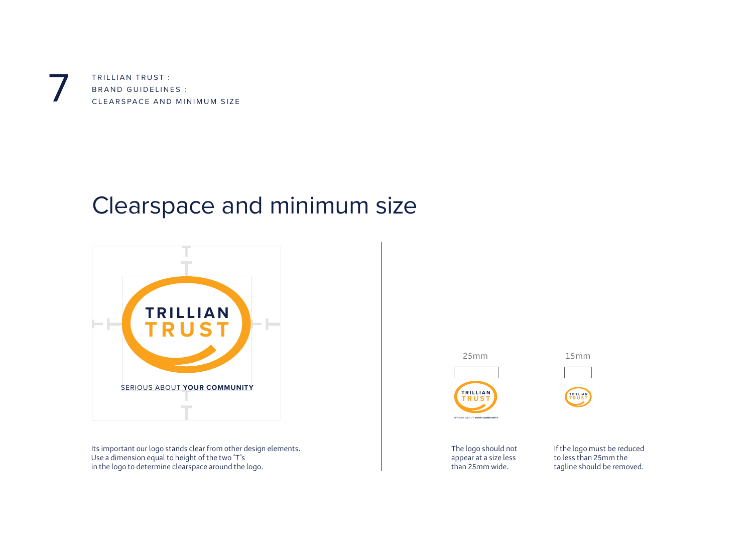# Clearspace and minimum size

Its important our logo stands clear from other design elements.
Use a dimension equal to height of the two 'T's
in the logo to determine clearspace around the logo.

25mm

The logo should not appear at a size less than 25mm wide.

15mm

If the logo must be reduced to less than 25mm the tagline should be removed.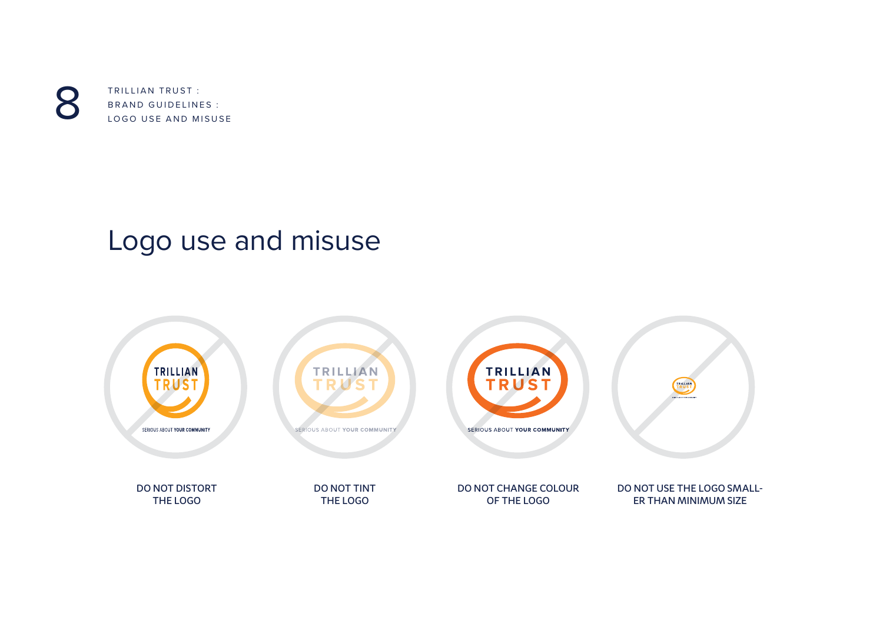# Logo use and misuse

DO NOT DISTORT THE LOGO

DO NOT TINT THE LOGO

DO NOT CHANGE COLOUR OF THE LOGO

DO NOT USE THE LOGO SMALLER THAN MINIMUM SIZE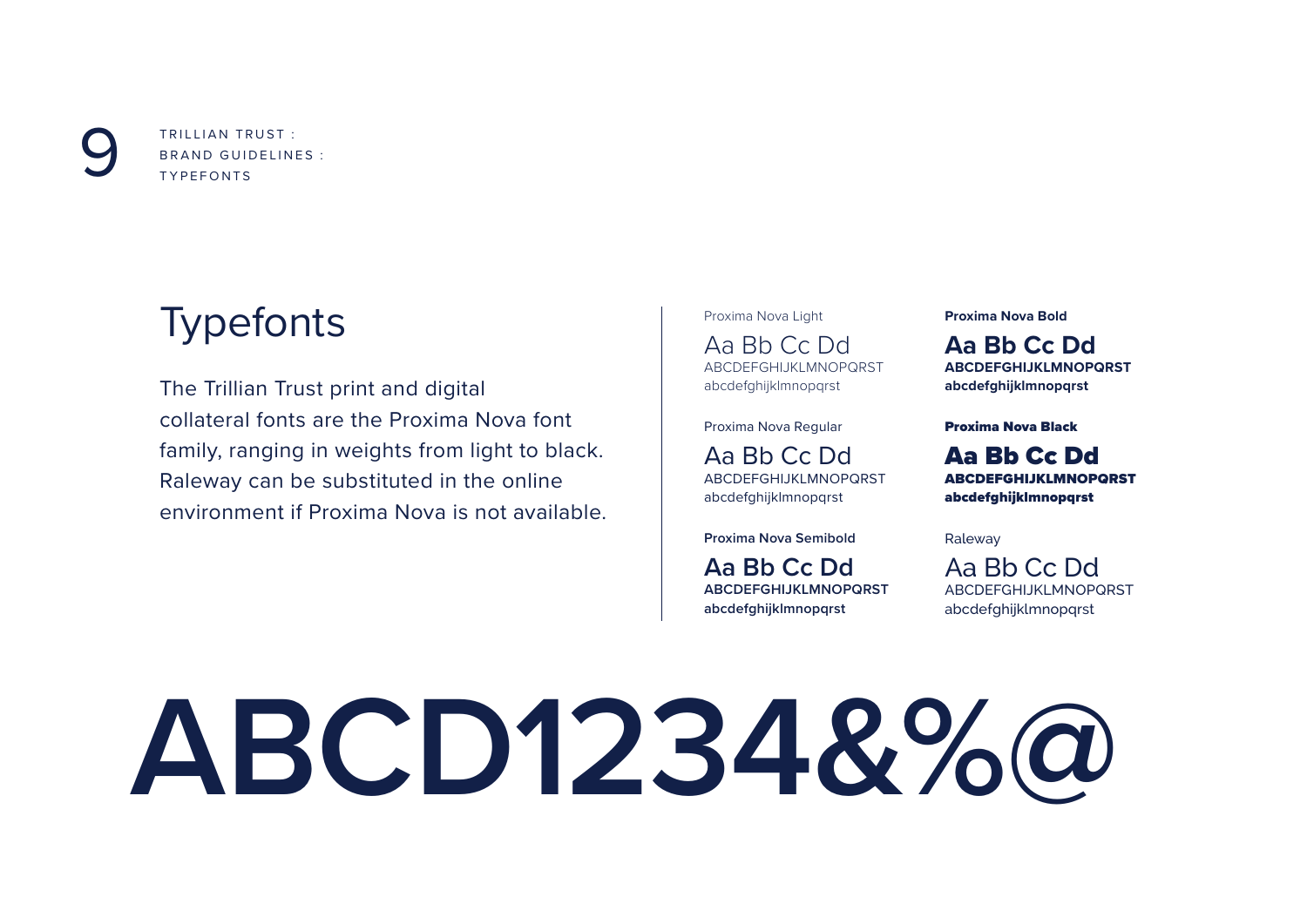# Typefonts

The Trillian Trust print and digital collateral fonts are the Proxima Nova font family, ranging in weights from light to black. Raleway can be substituted in the online environment if Proxima Nova is not available.

Proxima Nova Light

Aa Bb Cc Dd
ABCDEFGHIJKLMNOPQRST
abcdefghijklmnopqrst

Proxima Nova Regular

Aa Bb Cc Dd
ABCDEFGHIJKLMNOPQRST
abcdefghijklmnopqrst

**Proxima Nova Semibold**

**Aa Bb Cc Dd**
**ABCDEFGHIJKLMNOPQRST**
**abcdefghijklmnopqrst**

**Proxima Nova Bold**

**Aa Bb Cc Dd**
**ABCDEFGHIJKLMNOPQRST**
**abcdefghijklmnopqrst**

**Proxima Nova Black**

**Aa Bb Cc Dd**
**ABCDEFGHIJKLMNOPQRST**
**abcdefghijklmnopqrst**

Raleway

Aa Bb Cc Dd
ABCDEFGHIJKLMNOPQRST
abcdefghijklmnopqrst

**ABCD1234&%@**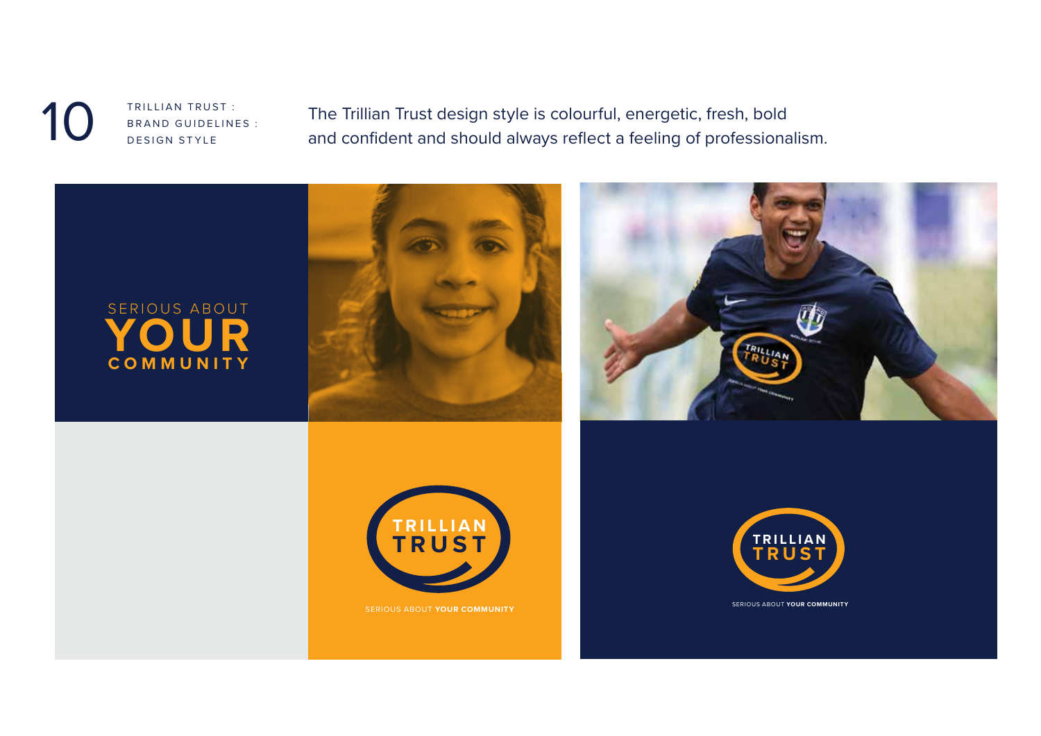TRILLIAN TRUST : BRAND GUIDELINES : DESIGN STYLE

The Trillian Trust design style is colourful, energetic, fresh, bold and confident and should always reflect a feeling of professionalism.

SERIOUS ABOUT
**YOUR**
**COMMUNITY**

**TRILLIAN TRUST**

SERIOUS ABOUT **YOUR COMMUNITY**

**TRILLIAN TRUST**

SERIOUS ABOUT **YOUR COMMUNITY**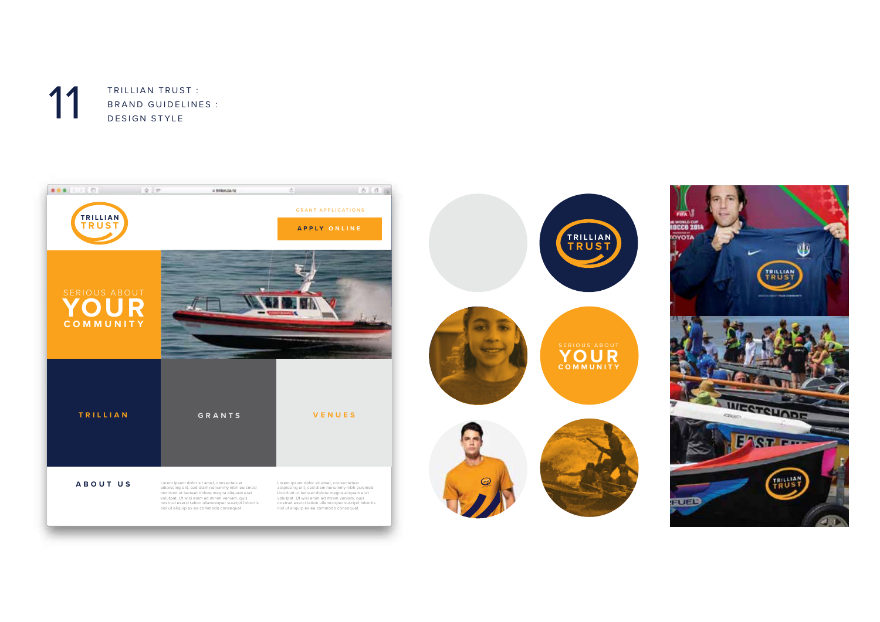# 11

TRILLIAN TRUST :
BRAND GUIDELINES :
DESIGN STYLE

TRILLIAN TRUST

GRANT APPLICATIONS

APPLY ONLINE

SERIOUS ABOUT YOUR COMMUNITY

TRILLIAN

GRANTS

VENUES

ABOUT US

Lorem ipsum dolor sit amet, consectetuer adipiscing elit, sed diam nonummy nibh euismod tincidunt ut laoreet dolore magna aliquam erat volutpat. Ut wisi enim ad minim veniam, quis nostrud exerci tation ullamcorper suscipit lobortis nisl ut aliquip ex ea commodo consequat.

Lorem ipsum dolor sit amet, consectetuer adipiscing elit, sed diam nonummy nibh euismod tincidunt ut laoreet dolore magna aliquam erat volutpat. Ut wisi enim ad minim veniam, quis nostrud exerci tation ullamcorper suscipit lobortis nisl ut aliquip ex ea commodo consequat.

TRILLIAN TRUST

SERIOUS ABOUT YOUR COMMUNITY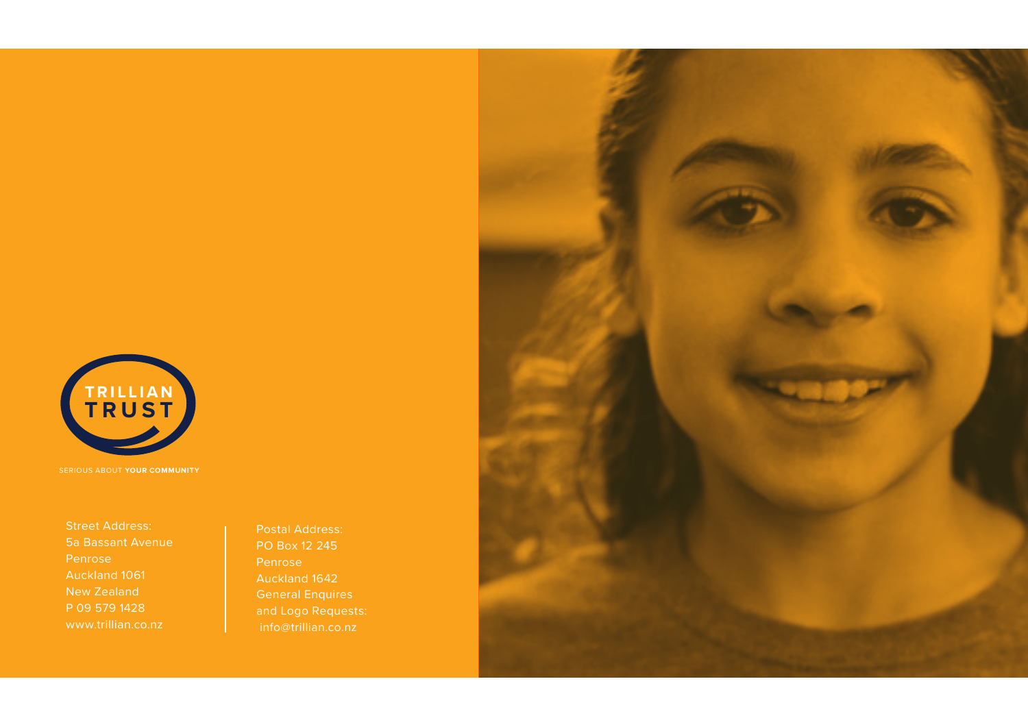TRILLIAN TRUST

SERIOUS ABOUT **YOUR COMMUNITY**

Street Address:
5a Bassant Avenue
Penrose
Auckland 1061
New Zealand
P 09 579 1428
www.trillian.co.nz

Postal Address:
PO Box 12 245
Penrose
Auckland 1642
General Enquires
and Logo Requests:
info@trillian.co.nz